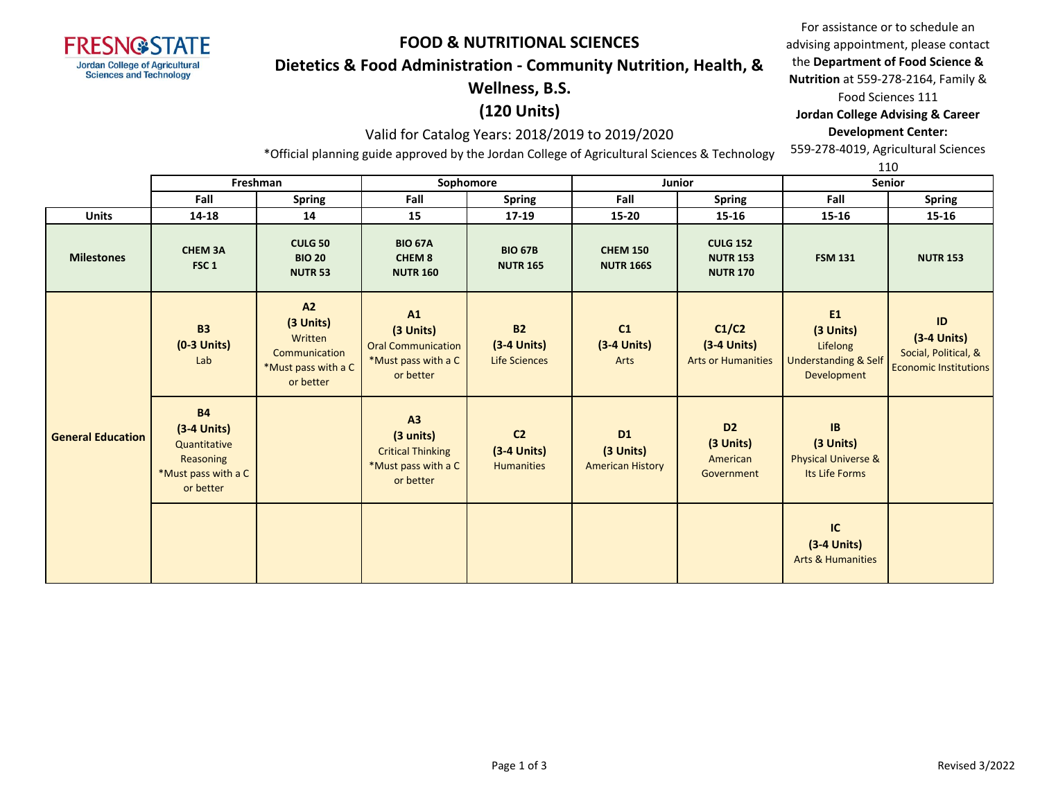FRESNO STATE
Jordan College of Agricultural Sciences and Technology

# FOOD & NUTRITIONAL SCIENCES
## Dietetics & Food Administration - Community Nutrition, Health, & Wellness, B.S.
## (120 Units)

Valid for Catalog Years: 2018/2019 to 2019/2020

*Official planning guide approved by the Jordan College of Agricultural Sciences & Technology

For assistance or to schedule an advising appointment, please contact the **Department of Food Science & Nutrition** at 559-278-2164, Family & Food Sciences 111
**Jordan College Advising & Career Development Center:**
559-278-4019, Agricultural Sciences 110

| | Freshman | | Sophomore | | Junior | | Senior | |
|---|---|---|---|---|---|---|---|---|
| | **Fall** | **Spring** | **Fall** | **Spring** | **Fall** | **Spring** | **Fall** | **Spring** |
| **Units** | **14-18** | **14** | **15** | **17-19** | **15-20** | **15-16** | **15-16** | **15-16** |
| **Milestones** | **CHEM 3A**<br>**FSC 1** | **CULG 50**<br>**BIO 20**<br>**NUTR 53** | **BIO 67A**<br>**CHEM 8**<br>**NUTR 160** | **BIO 67B**<br>**NUTR 165** | **CHEM 150**<br>**NUTR 166S** | **CULG 152**<br>**NUTR 153**<br>**NUTR 170** | **FSM 131** | **NUTR 153** |
| **General Education** | **B3**<br>**(0-3 Units)**<br>Lab | **A2**<br>**(3 Units)**<br>Written Communication<br>*Must pass with a C or better | **A1**<br>**(3 Units)**<br>Oral Communication<br>*Must pass with a C or better | **B2**<br>**(3-4 Units)**<br>Life Sciences | **C1**<br>**(3-4 Units)**<br>Arts | **C1/C2**<br>**(3-4 Units)**<br>Arts or Humanities | **E1**<br>**(3 Units)**<br>Lifelong Understanding & Self Development | **ID**<br>**(3-4 Units)**<br>Social, Political, & Economic Institutions |
| | **B4**<br>**(3-4 Units)**<br>Quantitative Reasoning<br>*Must pass with a C or better | | **A3**<br>**(3 units)**<br>Critical Thinking<br>*Must pass with a C or better | **C2**<br>**(3-4 Units)**<br>Humanities | **D1**<br>**(3 Units)**<br>American History | **D2**<br>**(3 Units)**<br>American Government | **IB**<br>**(3 Units)**<br>Physical Universe & Its Life Forms | |
| | | | | | | | **IC**<br>**(3-4 Units)**<br>Arts & Humanities | |

Revised 3/2022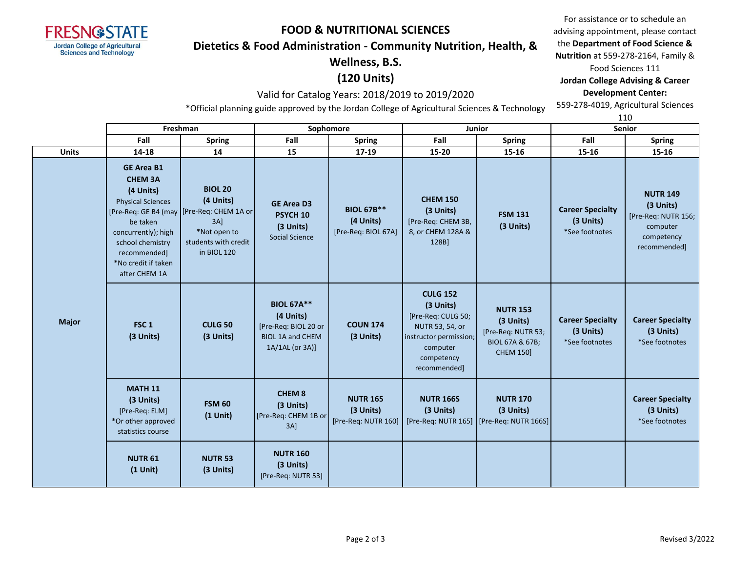# FOOD & NUTRITIONAL SCIENCES

## Dietetics & Food Administration - Community Nutrition, Health, & Wellness, B.S.

## (120 Units)

Valid for Catalog Years: 2018/2019 to 2019/2020

*Official planning guide approved by the Jordan College of Agricultural Sciences & Technology

For assistance or to schedule an advising appointment, please contact the **Department of Food Science & Nutrition** at 559-278-2164, Family & Food Sciences 111

**Jordan College Advising & Career Development Center:** 559-278-4019, Agricultural Sciences 110

| | Freshman | | Sophomore | | Junior | | Senior | |
|---|---|---|---|---|---|---|---|---|
| | Fall | Spring | Fall | Spring | Fall | Spring | Fall | Spring |
| **Units** | 14-18 | 14 | 15 | 17-19 | 15-20 | 15-16 | 15-16 | 15-16 |
| **Major** | **GE Area B1 CHEM 3A (4 Units)** Physical Sciences [Pre-Req: GE B4 (may be taken concurrently); high school chemistry recommended] *No credit if taken after CHEM 1A | **BIOL 20 (4 Units)** [Pre-Req: CHEM 1A or 3A] *Not open to students with credit in BIOL 120 | **GE Area D3 PSYCH 10 (3 Units)** Social Science | **BIOL 67B** (4 Units)** [Pre-Req: BIOL 67A] | **CHEM 150 (3 Units)** [Pre-Req: CHEM 3B, 8, or CHEM 128A & 128B] | **FSM 131 (3 Units)** | **Career Specialty (3 Units)** *See footnotes | **NUTR 149 (3 Units)** [Pre-Req: NUTR 156; computer competency recommended] |
| | **FSC 1 (3 Units)** | **CULG 50 (3 Units)** | **BIOL 67A** (4 Units)** [Pre-Req: BIOL 20 or BIOL 1A and CHEM 1A/1AL (or 3A)] | **COUN 174 (3 Units)** | **CULG 152 (3 Units)** [Pre-Req: CULG 50; NUTR 53, 54, or instructor permission; computer competency recommended] | **NUTR 153 (3 Units)** [Pre-Req: NUTR 53; BIOL 67A & 67B; CHEM 150] | **Career Specialty (3 Units)** *See footnotes | **Career Specialty (3 Units)** *See footnotes |
| | **MATH 11 (3 Units)** [Pre-Req: ELM] *Or other approved statistics course | **FSM 60 (1 Unit)** | **CHEM 8 (3 Units)** [Pre-Req: CHEM 1B or 3A] | **NUTR 165 (3 Units)** [Pre-Req: NUTR 160] | **NUTR 166S (3 Units)** [Pre-Req: NUTR 165] | **NUTR 170 (3 Units)** [Pre-Req: NUTR 166S] | | **Career Specialty (3 Units)** *See footnotes |
| | **NUTR 61 (1 Unit)** | **NUTR 53 (3 Units)** | **NUTR 160 (3 Units)** [Pre-Req: NUTR 53] | | | | | |

Revised 3/2022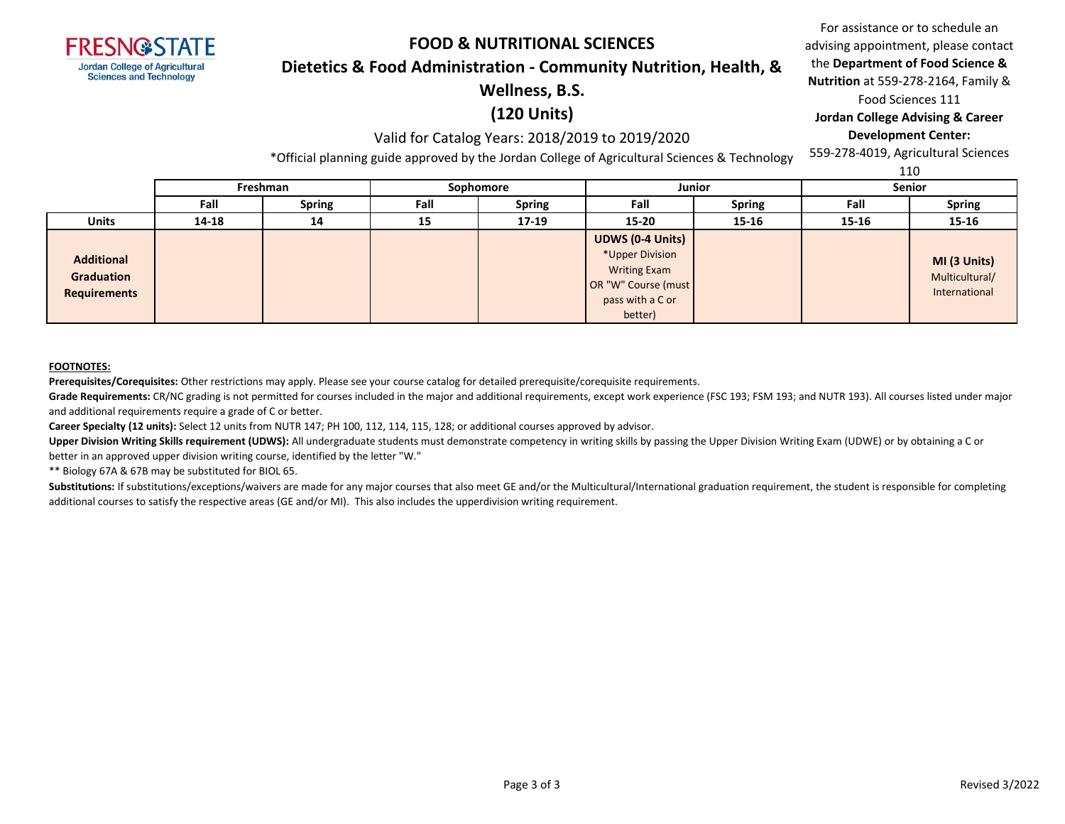# FOOD & NUTRITIONAL SCIENCES

## Dietetics & Food Administration - Community Nutrition, Health, & Wellness, B.S.

## (120 Units)

Valid for Catalog Years: 2018/2019 to 2019/2020

*Official planning guide approved by the Jordan College of Agricultural Sciences & Technology

For assistance or to schedule an advising appointment, please contact the **Department of Food Science & Nutrition** at 559-278-2164, Family & Food Sciences 111

**Jordan College Advising & Career Development Center:**
559-278-4019, Agricultural Sciences 110

| | Freshman | | Sophomore | | Junior | | Senior | |
|---|---|---|---|---|---|---|---|---|
| | **Fall** | **Spring** | **Fall** | **Spring** | **Fall** | **Spring** | **Fall** | **Spring** |
| **Units** | **14-18** | **14** | **15** | **17-19** | **15-20** | **15-16** | **15-16** | **15-16** |
| **Additional Graduation Requirements** | | | | | **UDWS (0-4 Units)** *Upper Division Writing Exam OR "W" Course (must pass with a C or better) | | | **MI (3 Units)** Multicultural/ International |

**FOOTNOTES:**

**Prerequisites/Corequisites:** Other restrictions may apply. Please see your course catalog for detailed prerequisite/corequisite requirements.

**Grade Requirements:** CR/NC grading is not permitted for courses included in the major and additional requirements, except work experience (FSC 193; FSM 193; and NUTR 193). All courses listed under major and additional requirements require a grade of C or better.

**Career Specialty (12 units):** Select 12 units from NUTR 147; PH 100, 112, 114, 115, 128; or additional courses approved by advisor.

**Upper Division Writing Skills requirement (UDWS):** All undergraduate students must demonstrate competency in writing skills by passing the Upper Division Writing Exam (UDWE) or by obtaining a C or better in an approved upper division writing course, identified by the letter "W."

** Biology 67A & 67B may be substituted for BIOL 65.

**Substitutions:** If substitutions/exceptions/waivers are made for any major courses that also meet GE and/or the Multicultural/International graduation requirement, the student is responsible for completing additional courses to satisfy the respective areas (GE and/or MI). This also includes the upperdivision writing requirement.

Revised 3/2022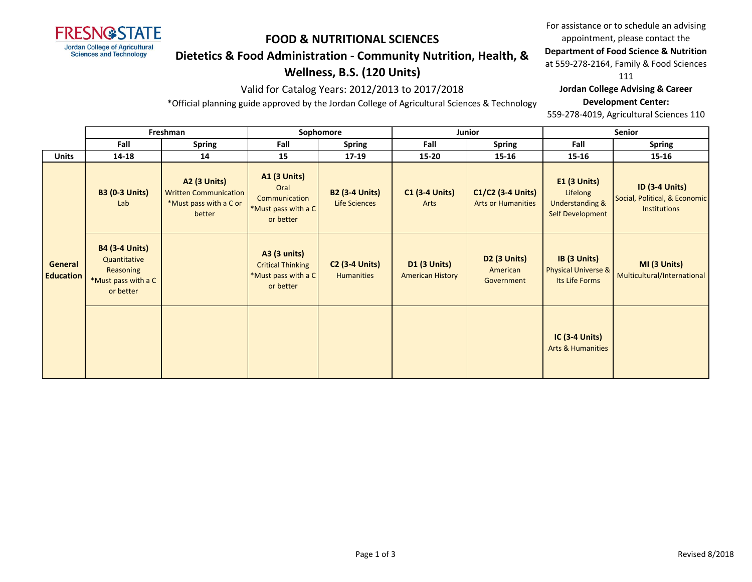FRESNO STATE
Jordan College of Agricultural Sciences and Technology

# FOOD & NUTRITIONAL SCIENCES

## Dietetics & Food Administration - Community Nutrition, Health, & Wellness, B.S. (120 Units)

Valid for Catalog Years: 2012/2013 to 2017/2018

*Official planning guide approved by the Jordan College of Agricultural Sciences & Technology

For assistance or to schedule an advising appointment, please contact the **Department of Food Science & Nutrition** at 559-278-2164, Family & Food Sciences 111

**Jordan College Advising & Career Development Center:**
559-278-4019, Agricultural Sciences 110

| | Freshman | | Sophomore | | Junior | | Senior | |
|---|---|---|---|---|---|---|---|---|
| | **Fall** | **Spring** | **Fall** | **Spring** | **Fall** | **Spring** | **Fall** | **Spring** |
| **Units** | **14-18** | **14** | **15** | **17-19** | **15-20** | **15-16** | **15-16** | **15-16** |
| **General Education** | **B3 (0-3 Units)** Lab | **A2 (3 Units)** Written Communication *Must pass with a C or better | **A1 (3 Units)** Oral Communication *Must pass with a C or better | **B2 (3-4 Units)** Life Sciences | **C1 (3-4 Units)** Arts | **C1/C2 (3-4 Units)** Arts or Humanities | **E1 (3 Units)** Lifelong Understanding & Self Development | **ID (3-4 Units)** Social, Political, & Economic Institutions |
| | **B4 (3-4 Units)** Quantitative Reasoning *Must pass with a C or better | | **A3 (3 units)** Critical Thinking *Must pass with a C or better | **C2 (3-4 Units)** Humanities | **D1 (3 Units)** American History | **D2 (3 Units)** American Government | **IB (3 Units)** Physical Universe & Its Life Forms | **MI (3 Units)** Multicultural/International |
| | | | | | | | **IC (3-4 Units)** Arts & Humanities | |

Revised 8/2018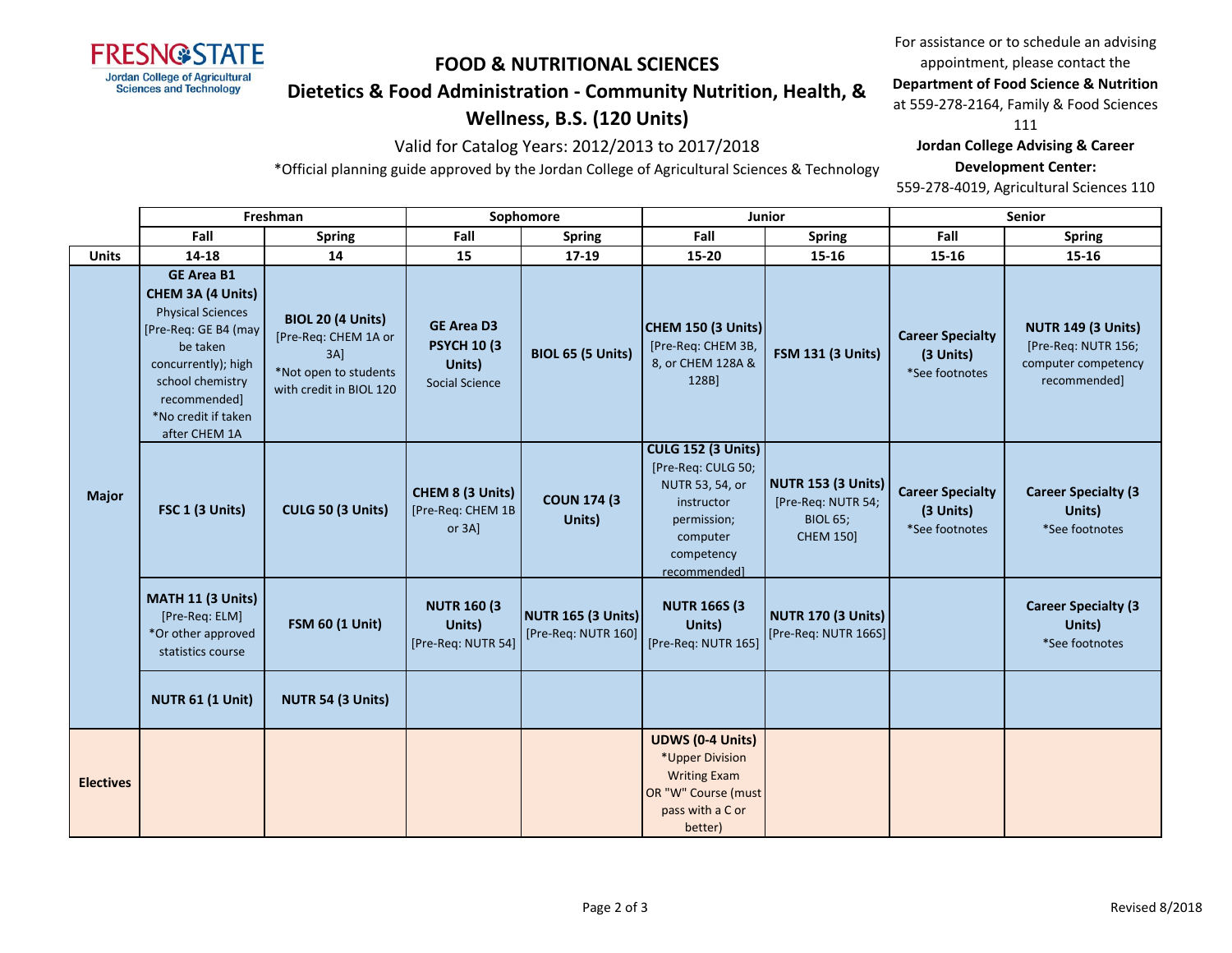FRESNO STATE
Jordan College of Agricultural Sciences and Technology

# FOOD & NUTRITIONAL SCIENCES

## Dietetics & Food Administration - Community Nutrition, Health, & Wellness, B.S. (120 Units)

Valid for Catalog Years: 2012/2013 to 2017/2018

*Official planning guide approved by the Jordan College of Agricultural Sciences & Technology

For assistance or to schedule an advising appointment, please contact the **Department of Food Science & Nutrition** at 559-278-2164, Family & Food Sciences 111

**Jordan College Advising & Career Development Center:**
559-278-4019, Agricultural Sciences 110

| | Freshman | | Sophomore | | Junior | | Senior | |
|---|---|---|---|---|---|---|---|---|
| | **Fall** | **Spring** | **Fall** | **Spring** | **Fall** | **Spring** | **Fall** | **Spring** |
| **Units** | **14-18** | **14** | **15** | **17-19** | **15-20** | **15-16** | **15-16** | **15-16** |
| **Major** | **GE Area B1 CHEM 3A (4 Units)** Physical Sciences [Pre-Req: GE B4 (may be taken concurrently); high school chemistry recommended] *No credit if taken after CHEM 1A | **BIOL 20 (4 Units)** [Pre-Req: CHEM 1A or 3A] *Not open to students with credit in BIOL 120 | **GE Area D3 PSYCH 10 (3 Units)** Social Science | **BIOL 65 (5 Units)** | **CHEM 150 (3 Units)** [Pre-Req: CHEM 3B, 8, or CHEM 128A & 128B] | **FSM 131 (3 Units)** | **Career Specialty (3 Units)** *See footnotes | **NUTR 149 (3 Units)** [Pre-Req: NUTR 156; computer competency recommended] |
| | **FSC 1 (3 Units)** | **CULG 50 (3 Units)** | **CHEM 8 (3 Units)** [Pre-Req: CHEM 1B or 3A] | **COUN 174 (3 Units)** | **CULG 152 (3 Units)** [Pre-Req: CULG 50; NUTR 53, 54, or instructor permission; computer competency recommended] | **NUTR 153 (3 Units)** [Pre-Req: NUTR 54; BIOL 65; CHEM 150] | **Career Specialty (3 Units)** *See footnotes | **Career Specialty (3 Units)** *See footnotes |
| | **MATH 11 (3 Units)** [Pre-Req: ELM] *Or other approved statistics course | **FSM 60 (1 Unit)** | **NUTR 160 (3 Units)** [Pre-Req: NUTR 54] | **NUTR 165 (3 Units)** [Pre-Req: NUTR 160] | **NUTR 166S (3 Units)** [Pre-Req: NUTR 165] | **NUTR 170 (3 Units)** [Pre-Req: NUTR 166S] | | **Career Specialty (3 Units)** *See footnotes |
| | **NUTR 61 (1 Unit)** | **NUTR 54 (3 Units)** | | | | | | |
| **Electives** | | | | | **UDWS (0-4 Units)** *Upper Division Writing Exam OR "W" Course (must pass with a C or better) | | | |

Revised 8/2018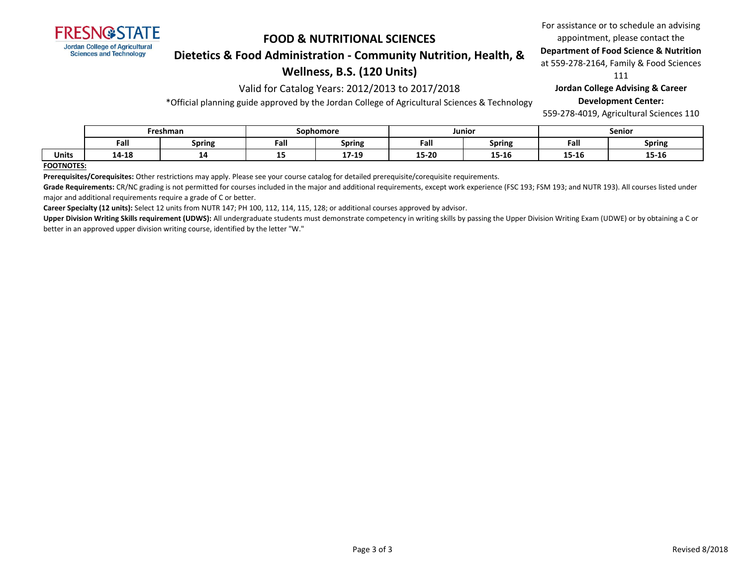# FOOD & NUTRITIONAL SCIENCES

## Dietetics & Food Administration - Community Nutrition, Health, & Wellness, B.S. (120 Units)

Valid for Catalog Years: 2012/2013 to 2017/2018

*Official planning guide approved by the Jordan College of Agricultural Sciences & Technology

For assistance or to schedule an advising appointment, please contact the **Department of Food Science & Nutrition** at 559-278-2164, Family & Food Sciences 111

**Jordan College Advising & Career Development Center:** 559-278-4019, Agricultural Sciences 110

| | Freshman | | Sophomore | | Junior | | Senior | |
|---|---|---|---|---|---|---|---|---|
| | **Fall** | **Spring** | **Fall** | **Spring** | **Fall** | **Spring** | **Fall** | **Spring** |
| **Units** | **14-18** | **14** | **15** | **17-19** | **15-20** | **15-16** | **15-16** | **15-16** |

**FOOTNOTES:**

**Prerequisites/Corequisites:** Other restrictions may apply. Please see your course catalog for detailed prerequisite/corequisite requirements.

**Grade Requirements:** CR/NC grading is not permitted for courses included in the major and additional requirements, except work experience (FSC 193; FSM 193; and NUTR 193). All courses listed under major and additional requirements require a grade of C or better.

**Career Specialty (12 units):** Select 12 units from NUTR 147; PH 100, 112, 114, 115, 128; or additional courses approved by advisor.

**Upper Division Writing Skills requirement (UDWS):** All undergraduate students must demonstrate competency in writing skills by passing the Upper Division Writing Exam (UDWE) or by obtaining a C or better in an approved upper division writing course, identified by the letter "W."